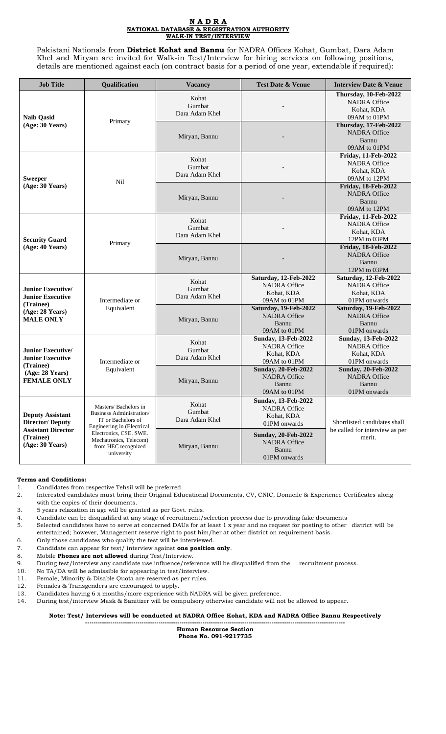# N A D R A

## NATIONAL DATABASE & REGISTRATION AUTHORITY

### WALK-IN TEST/INTERVIEW

Pakistani Nationals from **District Kohat and Bannu** for NADRA Offices Kohat, Gumbat, Dara Adam Khel and Miryan are invited for Walk-in Test/Interview for hiring services on following positions, details are mentioned against each (on contract basis for a period of one year, extendable if required):

| Job Title | Qualification | Vacancy | Test Date & Venue | Interview Date & Venue |
|---|---|---|---|---|
| **Naib Qasid (Age: 30 Years)** | Primary | Kohat Gumbat Dara Adam Khel | - | **Thursday, 10-Feb-2022** NADRA Office Kohat, KDA 09AM to 01PM |
| | | Miryan, Bannu | - | **Thursday, 17-Feb-2022** NADRA Office Bannu 09AM to 01PM |
| **Sweeper (Age: 30 Years)** | Nil | Kohat Gumbat Dara Adam Khel | - | **Friday, 11-Feb-2022** NADRA Office Kohat, KDA 09AM to 12PM |
| | | Miryan, Bannu | - | **Friday, 18-Feb-2022** NADRA Office Bannu 09AM to 12PM |
| **Security Guard (Age: 40 Years)** | Primary | Kohat Gumbat Dara Adam Khel | - | **Friday, 11-Feb-2022** NADRA Office Kohat, KDA 12PM to 03PM |
| | | Miryan, Bannu | - | **Friday, 18-Feb-2022** NADRA Office Bannu 12PM to 03PM |
| **Junior Executive/ Junior Executive (Trainee) (Age: 28 Years) MALE ONLY** | Intermediate or Equivalent | Kohat Gumbat Dara Adam Khel | **Saturday, 12-Feb-2022** NADRA Office Kohat, KDA 09AM to 01PM | **Saturday, 12-Feb-2022** NADRA Office Kohat, KDA 01PM onwards |
| | | Miryan, Bannu | **Saturday, 19-Feb-2022** NADRA Office Bannu 09AM to 01PM | **Saturday, 19-Feb-2022** NADRA Office Bannu 01PM onwards |
| **Junior Executive/ Junior Executive (Trainee) (Age: 28 Years) FEMALE ONLY** | Intermediate or Equivalent | Kohat Gumbat Dara Adam Khel | **Sunday, 13-Feb-2022** NADRA Office Kohat, KDA 09AM to 01PM | **Sunday, 13-Feb-2022** NADRA Office Kohat, KDA 01PM onwards |
| | | Miryan, Bannu | **Sunday, 20-Feb-2022** NADRA Office Bannu 09AM to 01PM | **Sunday, 20-Feb-2022** NADRA Office Bannu 01PM onwards |
| **Deputy Assistant Director/ Deputy Assistant Director (Trainee) (Age: 30 Years)** | Masters/ Bachelors in Business Administration/ IT or Bachelors of Engineering in (Electrical, Electronics, CSE. SWE. Mechatronics, Telecom) from HEC recognized university | Kohat Gumbat Dara Adam Khel | **Sunday, 13-Feb-2022** NADRA Office Kohat, KDA 01PM onwards | Shortlisted candidates shall be called for interview as per merit. |
| | | Miryan, Bannu | **Sunday, 20-Feb-2022** NADRA Office Bannu 01PM onwards | |

**Terms and Conditions:**

1. Candidates from respective Tehsil will be preferred.
2. Interested candidates must bring their Original Educational Documents, CV, CNIC, Domicile & Experience Certificates along with the copies of their documents.
3. 5 years relaxation in age will be granted as per Govt. rules.
4. Candidate can be disqualified at any stage of recruitment/selection process due to providing fake documents
5. Selected candidates have to serve at concerned DAUs for at least 1 x year and no request for posting to other district will be entertained; however, Management reserve right to post him/her at other district on requirement basis.
6. Only those candidates who qualify the test will be interviewed.
7. Candidate can appear for test/ interview against **one position only**.
8. Mobile **Phones are not allowed** during Test/Interview.
9. During test/interview any candidate use influence/reference will be disqualified from the recruitment process.
10. No TA/DA will be admissible for appearing in test/interview.
11. Female, Minority & Disable Quota are reserved as per rules.
12. Females & Transgenders are encouraged to apply.
13. Candidates having 6 x months/more experience with NADRA will be given preference.
14. During test/interview Mask & Sanitizer will be compulsory otherwise candidate will not be allowed to appear.

**Note: Test/ Interviews will be conducted at NADRA Office Kohat, KDA and NADRA Office Bannu Respectively**

---

**Human Resource Section**
**Phone No. 091-9217735**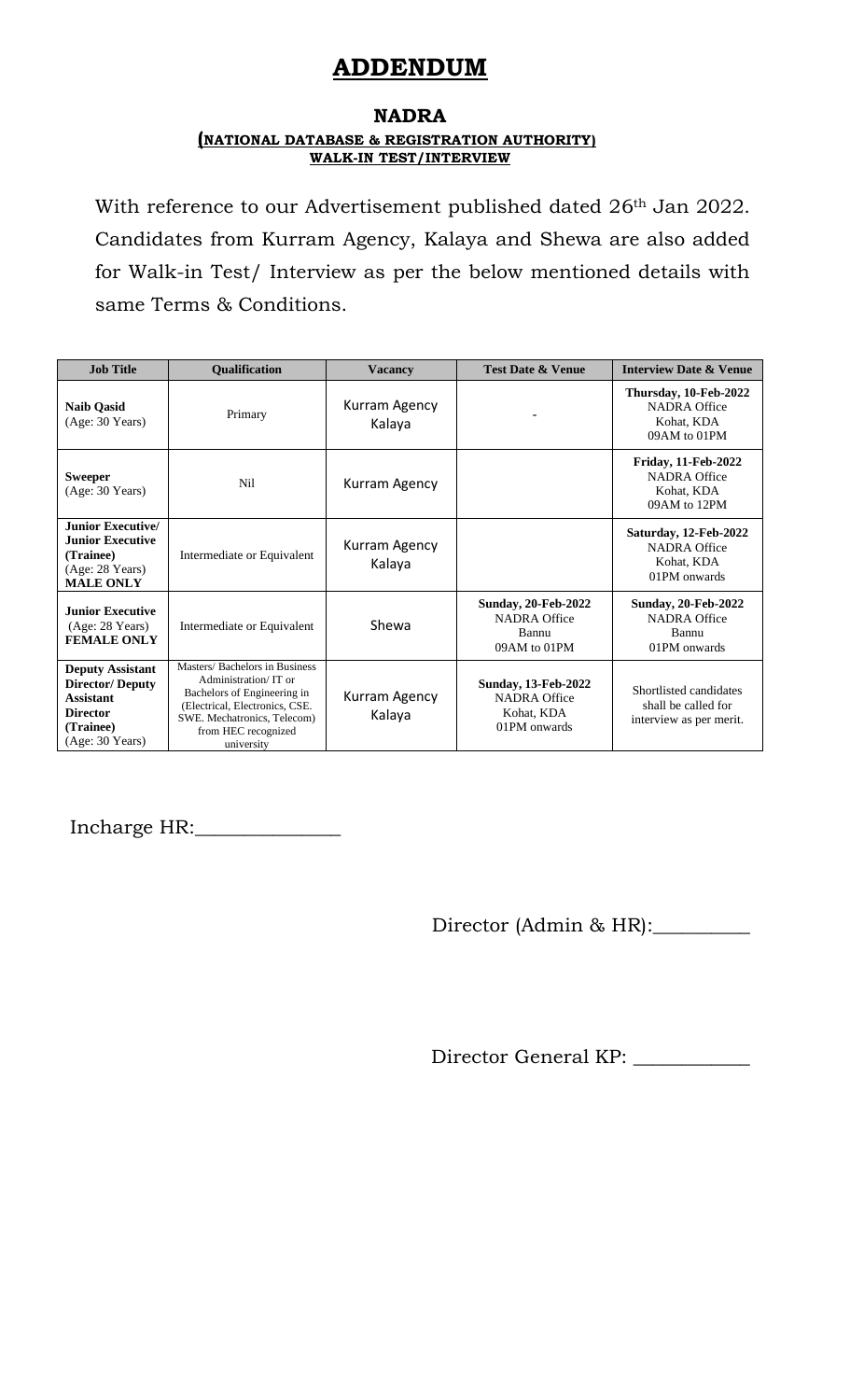# ADDENDUM

## NADRA

### (NATIONAL DATABASE & REGISTRATION AUTHORITY)

**WALK-IN TEST/INTERVIEW**

With reference to our Advertisement published dated 26th Jan 2022. Candidates from Kurram Agency, Kalaya and Shewa are also added for Walk-in Test/ Interview as per the below mentioned details with same Terms & Conditions.

| Job Title | Qualification | Vacancy | Test Date & Venue | Interview Date & Venue |
|---|---|---|---|---|
| **Naib Qasid** (Age: 30 Years) | Primary | Kurram Agency Kalaya | - | **Thursday, 10-Feb-2022** NADRA Office Kohat, KDA 09AM to 01PM |
| **Sweeper** (Age: 30 Years) | Nil | Kurram Agency | | **Friday, 11-Feb-2022** NADRA Office Kohat, KDA 09AM to 12PM |
| **Junior Executive/ Junior Executive (Trainee)** (Age: 28 Years) **MALE ONLY** | Intermediate or Equivalent | Kurram Agency Kalaya | | **Saturday, 12-Feb-2022** NADRA Office Kohat, KDA 01PM onwards |
| **Junior Executive** (Age: 28 Years) **FEMALE ONLY** | Intermediate or Equivalent | Shewa | **Sunday, 20-Feb-2022** NADRA Office Bannu 09AM to 01PM | **Sunday, 20-Feb-2022** NADRA Office Bannu 01PM onwards |
| **Deputy Assistant Director/ Deputy Assistant Director (Trainee)** (Age: 30 Years) | Masters/ Bachelors in Business Administration/ IT or Bachelors of Engineering in (Electrical, Electronics, CSE. SWE. Mechatronics, Telecom) from HEC recognized university | Kurram Agency Kalaya | **Sunday, 13-Feb-2022** NADRA Office Kohat, KDA 01PM onwards | Shortlisted candidates shall be called for interview as per merit. |

Incharge HR:_______________

Director (Admin & HR):__________

Director General KP: ____________